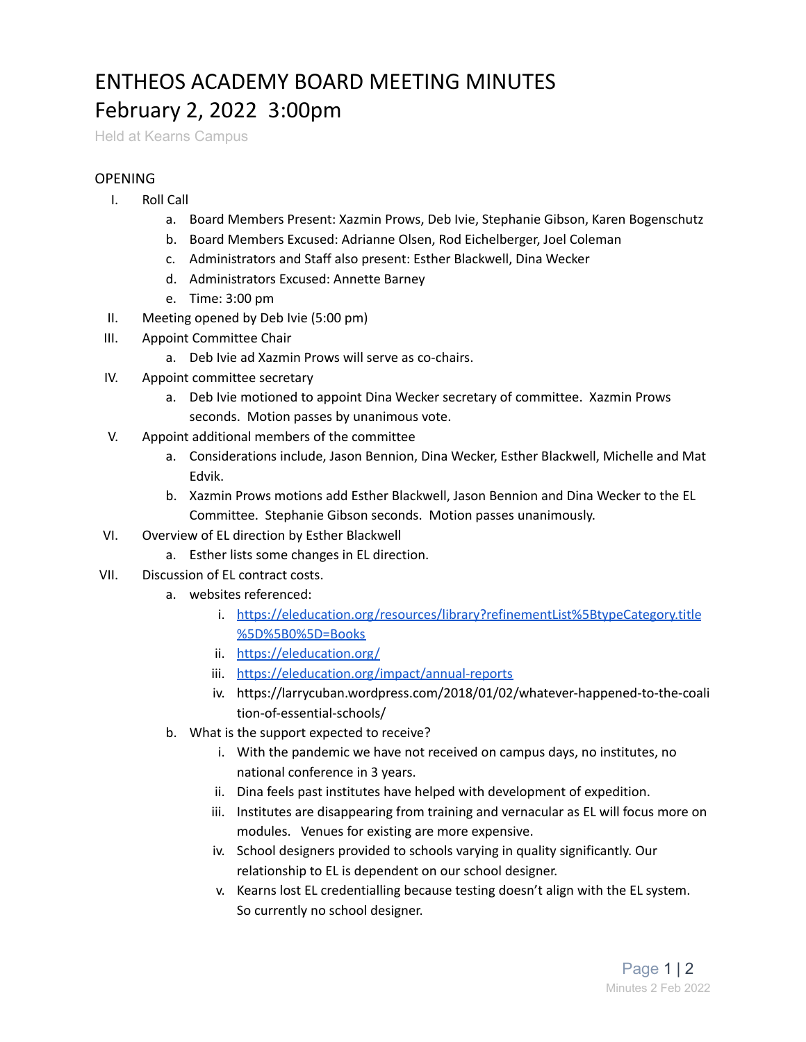# ENTHEOS ACADEMY BOARD MEETING MINUTES
# February 2, 2022 3:00pm

Held at Kearns Campus

## OPENING

I. Roll Call
   a. Board Members Present: Xazmin Prows, Deb Ivie, Stephanie Gibson, Karen Bogenschutz
   b. Board Members Excused: Adrianne Olsen, Rod Eichelberger, Joel Coleman
   c. Administrators and Staff also present: Esther Blackwell, Dina Wecker
   d. Administrators Excused: Annette Barney
   e. Time: 3:00 pm

II. Meeting opened by Deb Ivie (5:00 pm)

III. Appoint Committee Chair
   a. Deb Ivie ad Xazmin Prows will serve as co-chairs.

IV. Appoint committee secretary
   a. Deb Ivie motioned to appoint Dina Wecker secretary of committee. Xazmin Prows seconds. Motion passes by unanimous vote.

V. Appoint additional members of the committee
   a. Considerations include, Jason Bennion, Dina Wecker, Esther Blackwell, Michelle and Mat Edvik.
   b. Xazmin Prows motions add Esther Blackwell, Jason Bennion and Dina Wecker to the EL Committee. Stephanie Gibson seconds. Motion passes unanimously.

VI. Overview of EL direction by Esther Blackwell
   a. Esther lists some changes in EL direction.

VII. Discussion of EL contract costs.
   a. websites referenced:
      i. [https://eleducation.org/resources/library?refinementList%5BtypeCategory.title%5D%5B0%5D=Books](https://eleducation.org/resources/library?refinementList%5BtypeCategory.title%5D%5B0%5D=Books)
      ii. [https://eleducation.org/](https://eleducation.org/)
      iii. [https://eleducation.org/impact/annual-reports](https://eleducation.org/impact/annual-reports)
      iv. https://larrycuban.wordpress.com/2018/01/02/whatever-happened-to-the-coalition-of-essential-schools/
   b. What is the support expected to receive?
      i. With the pandemic we have not received on campus days, no institutes, no national conference in 3 years.
      ii. Dina feels past institutes have helped with development of expedition.
      iii. Institutes are disappearing from training and vernacular as EL will focus more on modules. Venues for existing are more expensive.
      iv. School designers provided to schools varying in quality significantly. Our relationship to EL is dependent on our school designer.
      v. Kearns lost EL credentialling because testing doesn't align with the EL system. So currently no school designer.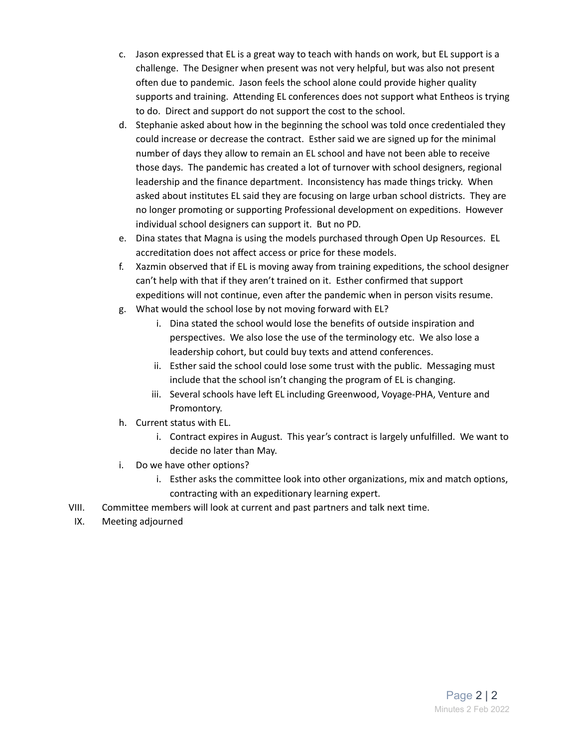c. Jason expressed that EL is a great way to teach with hands on work, but EL support is a challenge. The Designer when present was not very helpful, but was also not present often due to pandemic. Jason feels the school alone could provide higher quality supports and training. Attending EL conferences does not support what Entheos is trying to do. Direct and support do not support the cost to the school.

d. Stephanie asked about how in the beginning the school was told once credentialed they could increase or decrease the contract. Esther said we are signed up for the minimal number of days they allow to remain an EL school and have not been able to receive those days. The pandemic has created a lot of turnover with school designers, regional leadership and the finance department. Inconsistency has made things tricky. When asked about institutes EL said they are focusing on large urban school districts. They are no longer promoting or supporting Professional development on expeditions. However individual school designers can support it. But no PD.

e. Dina states that Magna is using the models purchased through Open Up Resources. EL accreditation does not affect access or price for these models.

f. Xazmin observed that if EL is moving away from training expeditions, the school designer can't help with that if they aren't trained on it. Esther confirmed that support expeditions will not continue, even after the pandemic when in person visits resume.

g. What would the school lose by not moving forward with EL?

   i. Dina stated the school would lose the benefits of outside inspiration and perspectives. We also lose the use of the terminology etc. We also lose a leadership cohort, but could buy texts and attend conferences.

   ii. Esther said the school could lose some trust with the public. Messaging must include that the school isn't changing the program of EL is changing.

   iii. Several schools have left EL including Greenwood, Voyage-PHA, Venture and Promontory.

h. Current status with EL.

   i. Contract expires in August. This year's contract is largely unfulfilled. We want to decide no later than May.

i. Do we have other options?

   i. Esther asks the committee look into other organizations, mix and match options, contracting with an expeditionary learning expert.

VIII. Committee members will look at current and past partners and talk next time.

IX. Meeting adjourned